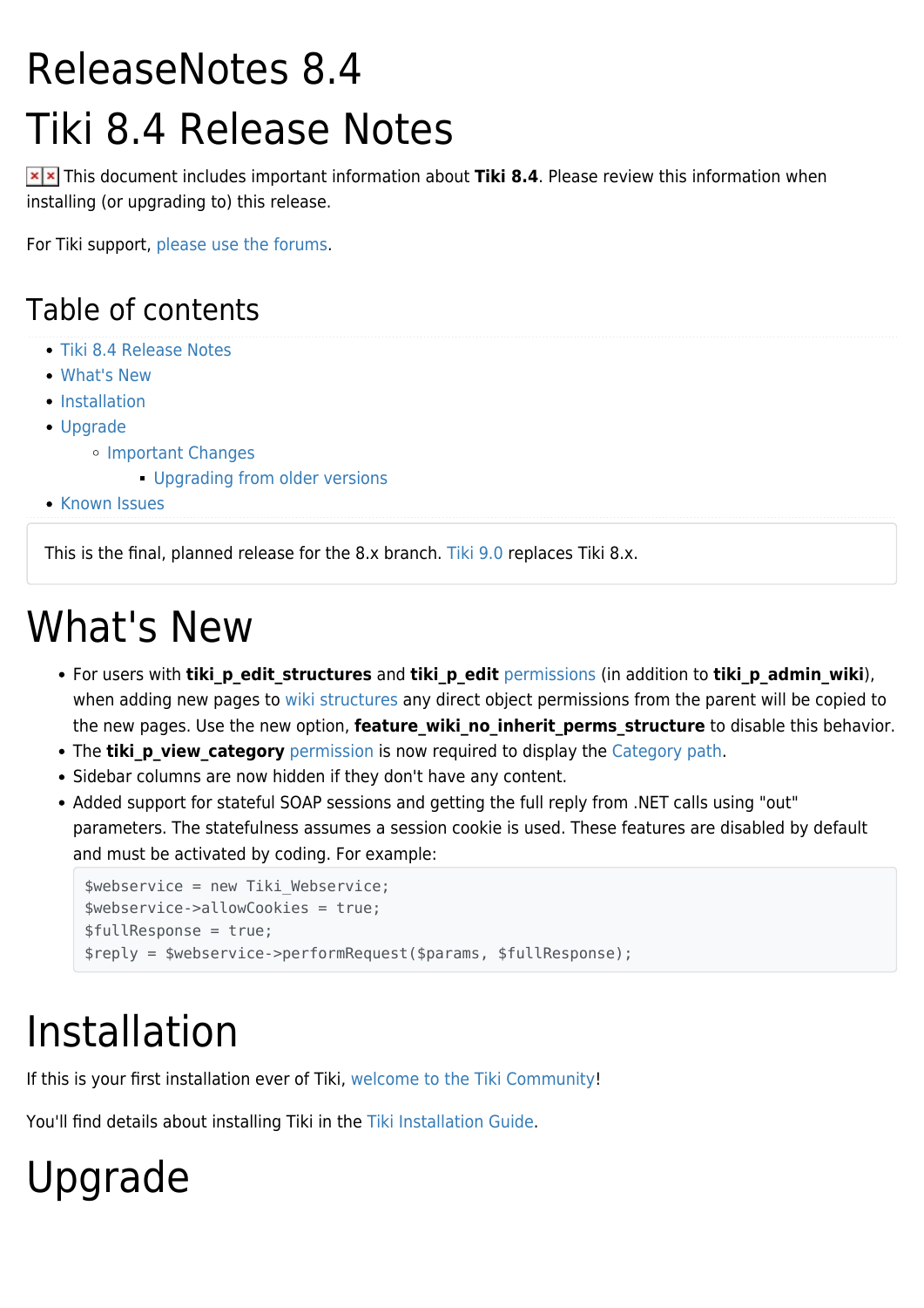# ReleaseNotes 8.4

# Tiki 8.4 Release Notes

This document includes important information about **Tiki 8.4**. Please review this information when installing (or upgrading to) this release.

For Tiki support, please use the forums.

## Table of contents

- Tiki 8.4 Release Notes
- What's New
- Installation
- Upgrade
  - Important Changes
    - Upgrading from older versions
- Known Issues

This is the final, planned release for the 8.x branch. Tiki 9.0 replaces Tiki 8.x.

# What's New

- For users with **tiki_p_edit_structures** and **tiki_p_edit** permissions (in addition to **tiki_p_admin_wiki**), when adding new pages to wiki structures any direct object permissions from the parent will be copied to the new pages. Use the new option, **feature_wiki_no_inherit_perms_structure** to disable this behavior.
- The **tiki_p_view_category** permission is now required to display the Category path.
- Sidebar columns are now hidden if they don't have any content.
- Added support for stateful SOAP sessions and getting the full reply from .NET calls using "out" parameters. The statefulness assumes a session cookie is used. These features are disabled by default and must be activated by coding. For example:

```
$webservice = new Tiki_Webservice;
$webservice->allowCookies = true;
$fullResponse = true;
$reply = $webservice->performRequest($params, $fullResponse);
```

# Installation

If this is your first installation ever of Tiki, welcome to the Tiki Community!

You'll find details about installing Tiki in the Tiki Installation Guide.

# Upgrade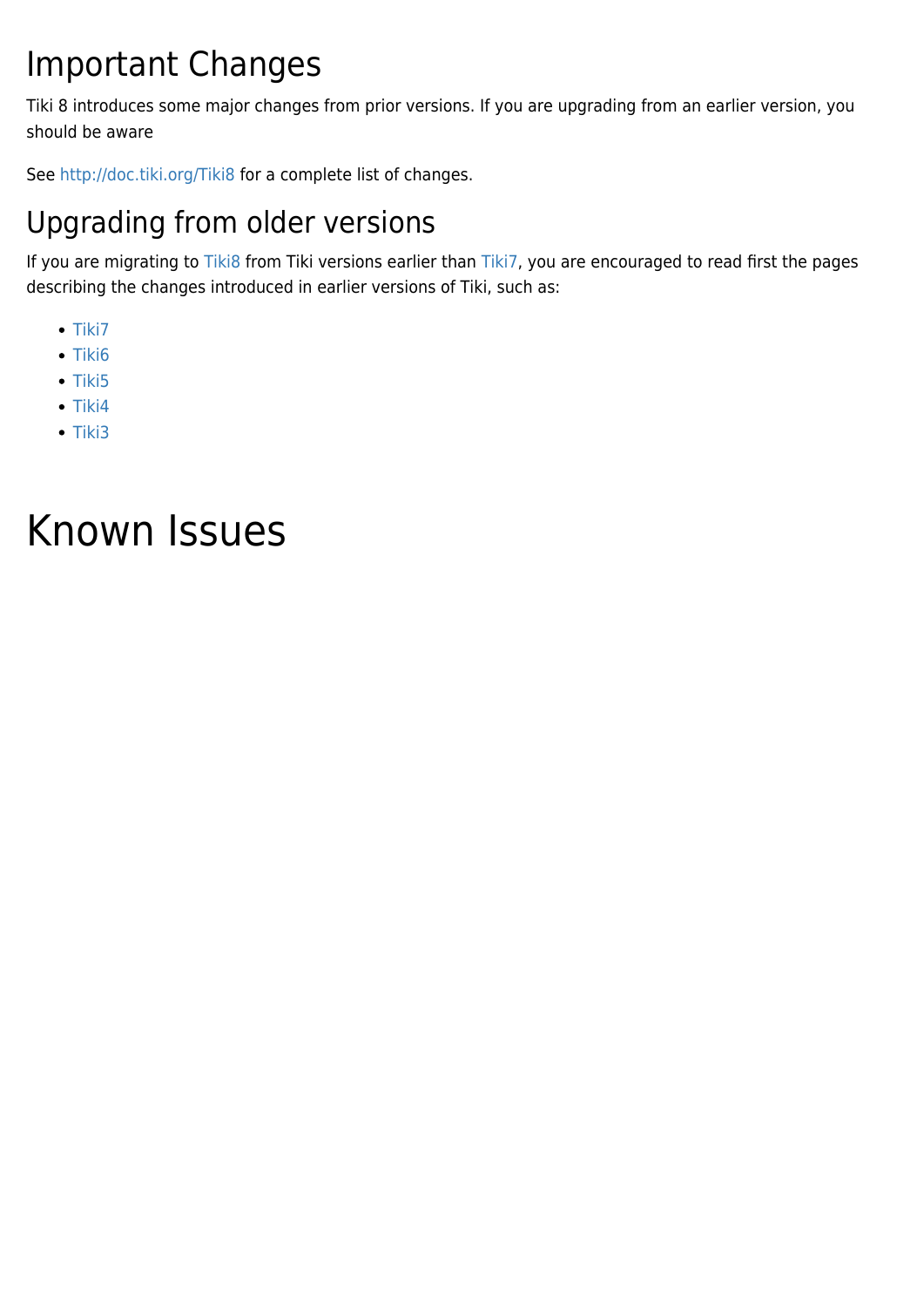## Important Changes

Tiki 8 introduces some major changes from prior versions. If you are upgrading from an earlier version, you should be aware

See http://doc.tiki.org/Tiki8 for a complete list of changes.

## Upgrading from older versions

If you are migrating to Tiki8 from Tiki versions earlier than Tiki7, you are encouraged to read first the pages describing the changes introduced in earlier versions of Tiki, such as:

- Tiki7
- Tiki6
- Tiki5
- Tiki4
- Tiki3

# Known Issues